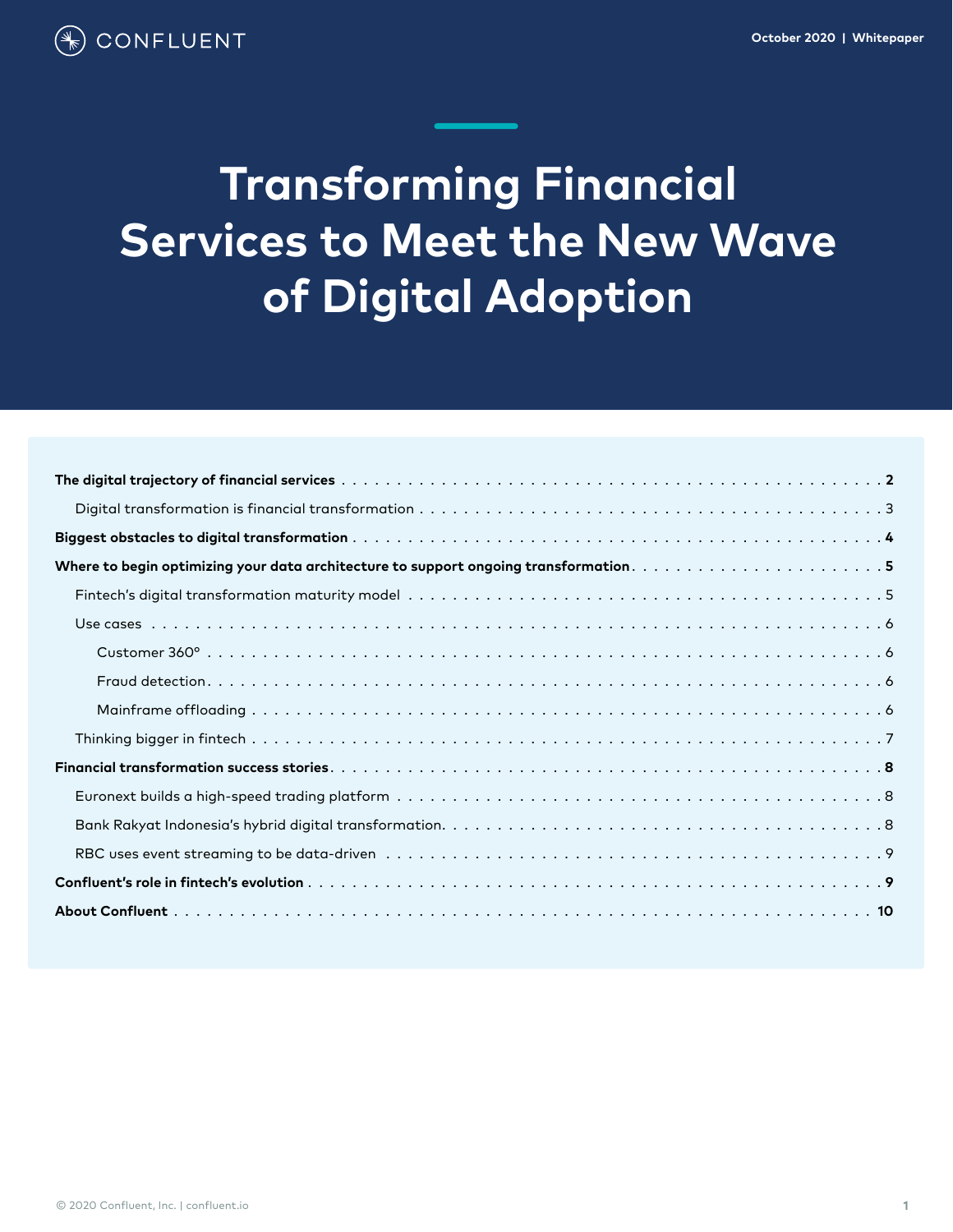CONFLUENT

October 2020 | Whitepaper

# Transforming Financial Services to Meet the New Wave of Digital Adoption

**The digital trajectory of financial services** . . . . . . . . . . 2

- Digital transformation is financial transformation . . . . . . . . . . 3

**Biggest obstacles to digital transformation** . . . . . . . . . . 4

**Where to begin optimizing your data architecture to support ongoing transformation** . . . . . . . . . . 5

- Fintech's digital transformation maturity model . . . . . . . . . . 5
- Use cases . . . . . . . . . . 6
  - Customer 360° . . . . . . . . . . 6
  - Fraud detection . . . . . . . . . . 6
  - Mainframe offloading . . . . . . . . . . 6
- Thinking bigger in fintech . . . . . . . . . . 7

**Financial transformation success stories** . . . . . . . . . . 8

- Euronext builds a high-speed trading platform . . . . . . . . . . 8
- Bank Rakyat Indonesia's hybrid digital transformation . . . . . . . . . . 8
- RBC uses event streaming to be data-driven . . . . . . . . . . 9

**Confluent's role in fintech's evolution** . . . . . . . . . . 9

**About Confluent** . . . . . . . . . . 10

© 2020 Confluent, Inc. | confluent.io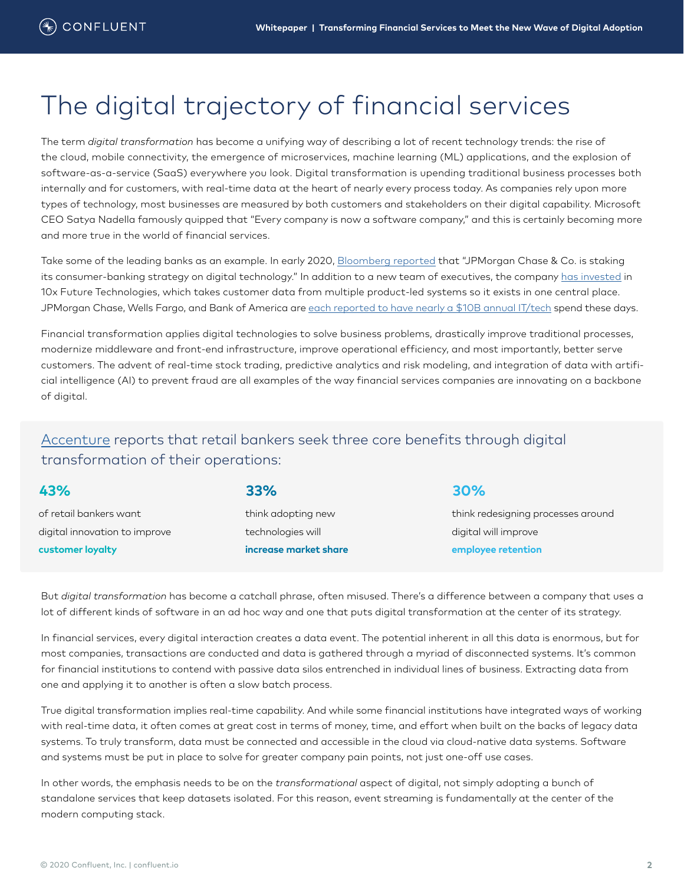# The digital trajectory of financial services

The term *digital transformation* has become a unifying way of describing a lot of recent technology trends: the rise of the cloud, mobile connectivity, the emergence of microservices, machine learning (ML) applications, and the explosion of software-as-a-service (SaaS) everywhere you look. Digital transformation is upending traditional business processes both internally and for customers, with real-time data at the heart of nearly every process today. As companies rely upon more types of technology, most businesses are measured by both customers and stakeholders on their digital capability. Microsoft CEO Satya Nadella famously quipped that "Every company is now a software company," and this is certainly becoming more and more true in the world of financial services.

Take some of the leading banks as an example. In early 2020, Bloomberg reported that "JPMorgan Chase & Co. is staking its consumer-banking strategy on digital technology." In addition to a new team of executives, the company has invested in 10x Future Technologies, which takes customer data from multiple product-led systems so it exists in one central place. JPMorgan Chase, Wells Fargo, and Bank of America are each reported to have nearly a $10B annual IT/tech spend these days.

Financial transformation applies digital technologies to solve business problems, drastically improve traditional processes, modernize middleware and front-end infrastructure, improve operational efficiency, and most importantly, better serve customers. The advent of real-time stock trading, predictive analytics and risk modeling, and integration of data with artificial intelligence (AI) to prevent fraud are all examples of the way financial services companies are innovating on a backbone of digital.

## Accenture reports that retail bankers seek three core benefits through digital transformation of their operations:

**43%** of retail bankers want digital innovation to improve **customer loyalty**

**33%** think adopting new technologies will **increase market share**

**30%** think redesigning processes around digital will improve **employee retention**

But *digital transformation* has become a catchall phrase, often misused. There's a difference between a company that uses a lot of different kinds of software in an ad hoc way and one that puts digital transformation at the center of its strategy.

In financial services, every digital interaction creates a data event. The potential inherent in all this data is enormous, but for most companies, transactions are conducted and data is gathered through a myriad of disconnected systems. It's common for financial institutions to contend with passive data silos entrenched in individual lines of business. Extracting data from one and applying it to another is often a slow batch process.

True digital transformation implies real-time capability. And while some financial institutions have integrated ways of working with real-time data, it often comes at great cost in terms of money, time, and effort when built on the backs of legacy data systems. To truly transform, data must be connected and accessible in the cloud via cloud-native data systems. Software and systems must be put in place to solve for greater company pain points, not just one-off use cases.

In other words, the emphasis needs to be on the *transformational* aspect of digital, not simply adopting a bunch of standalone services that keep datasets isolated. For this reason, event streaming is fundamentally at the center of the modern computing stack.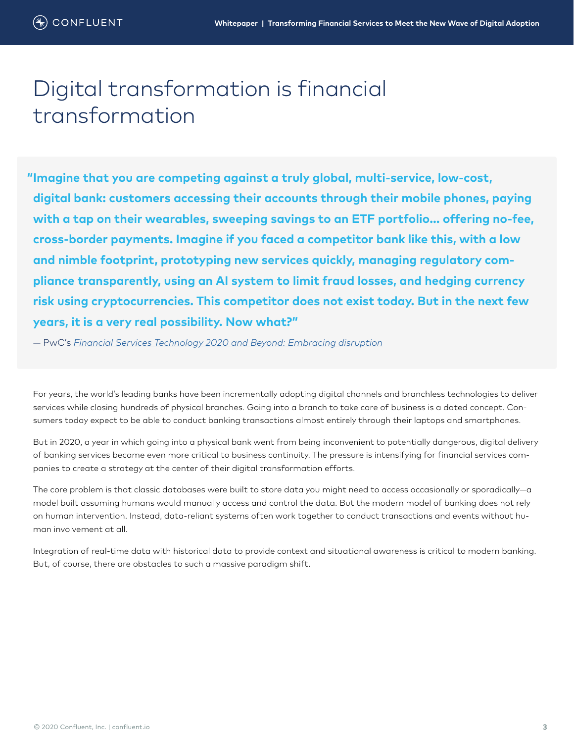# Digital transformation is financial transformation

> **"Imagine that you are competing against a truly global, multi-service, low-cost, digital bank: customers accessing their accounts through their mobile phones, paying with a tap on their wearables, sweeping savings to an ETF portfolio… offering no-fee, cross-border payments. Imagine if you faced a competitor bank like this, with a low and nimble footprint, prototyping new services quickly, managing regulatory compliance transparently, using an AI system to limit fraud losses, and hedging currency risk using cryptocurrencies. This competitor does not exist today. But in the next few years, it is a very real possibility. Now what?"**
>
> — PwC's *Financial Services Technology 2020 and Beyond: Embracing disruption*

For years, the world's leading banks have been incrementally adopting digital channels and branchless technologies to deliver services while closing hundreds of physical branches. Going into a branch to take care of business is a dated concept. Consumers today expect to be able to conduct banking transactions almost entirely through their laptops and smartphones.

But in 2020, a year in which going into a physical bank went from being inconvenient to potentially dangerous, digital delivery of banking services became even more critical to business continuity. The pressure is intensifying for financial services companies to create a strategy at the center of their digital transformation efforts.

The core problem is that classic databases were built to store data you might need to access occasionally or sporadically—a model built assuming humans would manually access and control the data. But the modern model of banking does not rely on human intervention. Instead, data-reliant systems often work together to conduct transactions and events without human involvement at all.

Integration of real-time data with historical data to provide context and situational awareness is critical to modern banking. But, of course, there are obstacles to such a massive paradigm shift.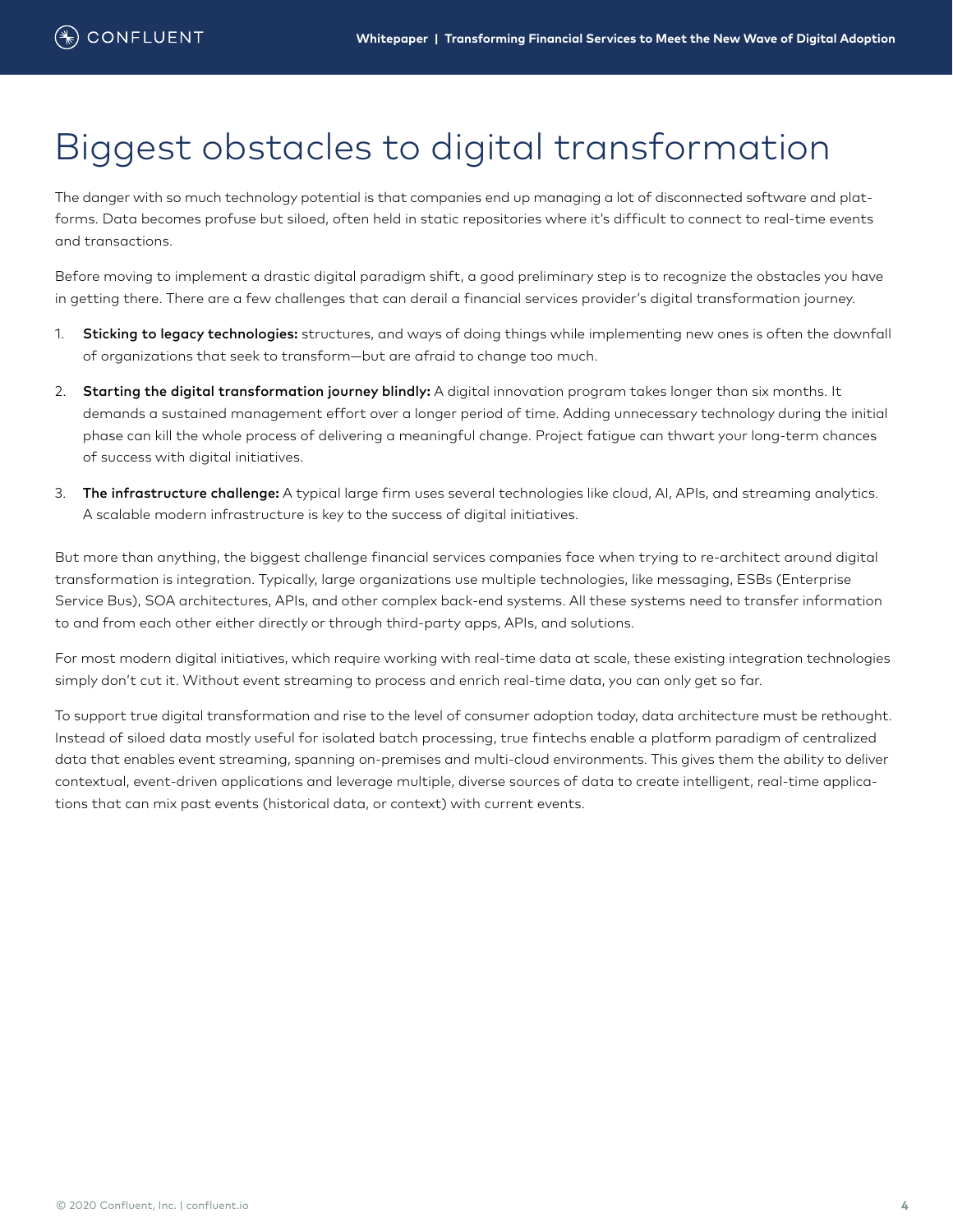# Biggest obstacles to digital transformation

The danger with so much technology potential is that companies end up managing a lot of disconnected software and platforms. Data becomes profuse but siloed, often held in static repositories where it's difficult to connect to real-time events and transactions.

Before moving to implement a drastic digital paradigm shift, a good preliminary step is to recognize the obstacles you have in getting there. There are a few challenges that can derail a financial services provider's digital transformation journey.

1. **Sticking to legacy technologies:** structures, and ways of doing things while implementing new ones is often the downfall of organizations that seek to transform—but are afraid to change too much.

2. **Starting the digital transformation journey blindly:** A digital innovation program takes longer than six months. It demands a sustained management effort over a longer period of time. Adding unnecessary technology during the initial phase can kill the whole process of delivering a meaningful change. Project fatigue can thwart your long-term chances of success with digital initiatives.

3. **The infrastructure challenge:** A typical large firm uses several technologies like cloud, AI, APIs, and streaming analytics. A scalable modern infrastructure is key to the success of digital initiatives.

But more than anything, the biggest challenge financial services companies face when trying to re-architect around digital transformation is integration. Typically, large organizations use multiple technologies, like messaging, ESBs (Enterprise Service Bus), SOA architectures, APIs, and other complex back-end systems. All these systems need to transfer information to and from each other either directly or through third-party apps, APIs, and solutions.

For most modern digital initiatives, which require working with real-time data at scale, these existing integration technologies simply don't cut it. Without event streaming to process and enrich real-time data, you can only get so far.

To support true digital transformation and rise to the level of consumer adoption today, data architecture must be rethought. Instead of siloed data mostly useful for isolated batch processing, true fintechs enable a platform paradigm of centralized data that enables event streaming, spanning on-premises and multi-cloud environments. This gives them the ability to deliver contextual, event-driven applications and leverage multiple, diverse sources of data to create intelligent, real-time applications that can mix past events (historical data, or context) with current events.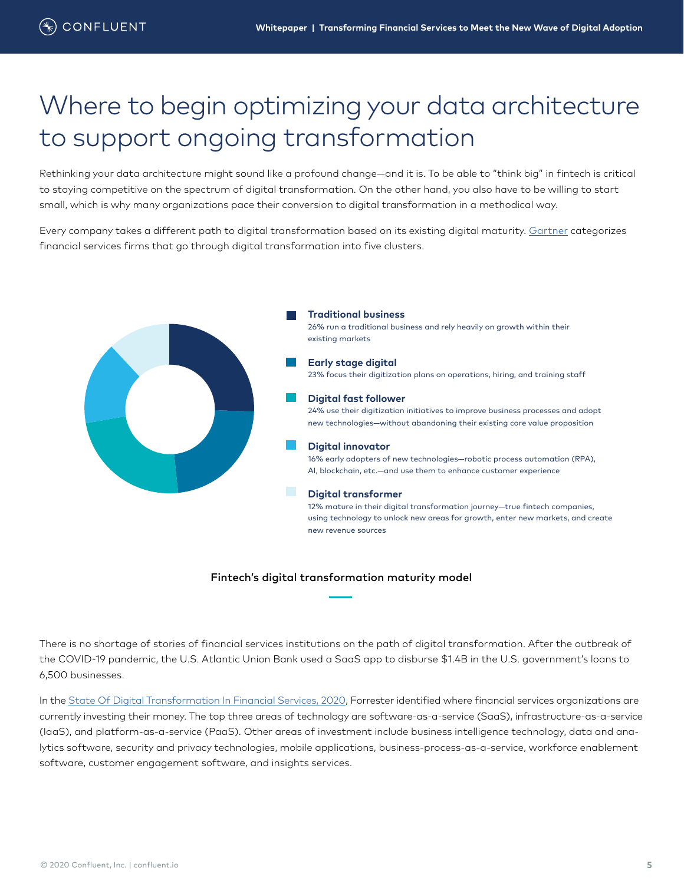# Where to begin optimizing your data architecture to support ongoing transformation

Rethinking your data architecture might sound like a profound change—and it is. To be able to "think big" in fintech is critical to staying competitive on the spectrum of digital transformation. On the other hand, you also have to be willing to start small, which is why many organizations pace their conversion to digital transformation in a methodical way.

Every company takes a different path to digital transformation based on its existing digital maturity. Gartner categorizes financial services firms that go through digital transformation into five clusters.

**Traditional business**
26% run a traditional business and rely heavily on growth within their existing markets

**Early stage digital**
23% focus their digitization plans on operations, hiring, and training staff

**Digital fast follower**
24% use their digitization initiatives to improve business processes and adopt new technologies—without abandoning their existing core value proposition

**Digital innovator**
16% early adopters of new technologies—robotic process automation (RPA), AI, blockchain, etc.—and use them to enhance customer experience

**Digital transformer**
12% mature in their digital transformation journey—true fintech companies, using technology to unlock new areas for growth, enter new markets, and create new revenue sources

Fintech's digital transformation maturity model

There is no shortage of stories of financial services institutions on the path of digital transformation. After the outbreak of the COVID-19 pandemic, the U.S. Atlantic Union Bank used a SaaS app to disburse $1.4B in the U.S. government's loans to 6,500 businesses.

In the State Of Digital Transformation In Financial Services, 2020, Forrester identified where financial services organizations are currently investing their money. The top three areas of technology are software-as-a-service (SaaS), infrastructure-as-a-service (IaaS), and platform-as-a-service (PaaS). Other areas of investment include business intelligence technology, data and analytics software, security and privacy technologies, mobile applications, business-process-as-a-service, workforce enablement software, customer engagement software, and insights services.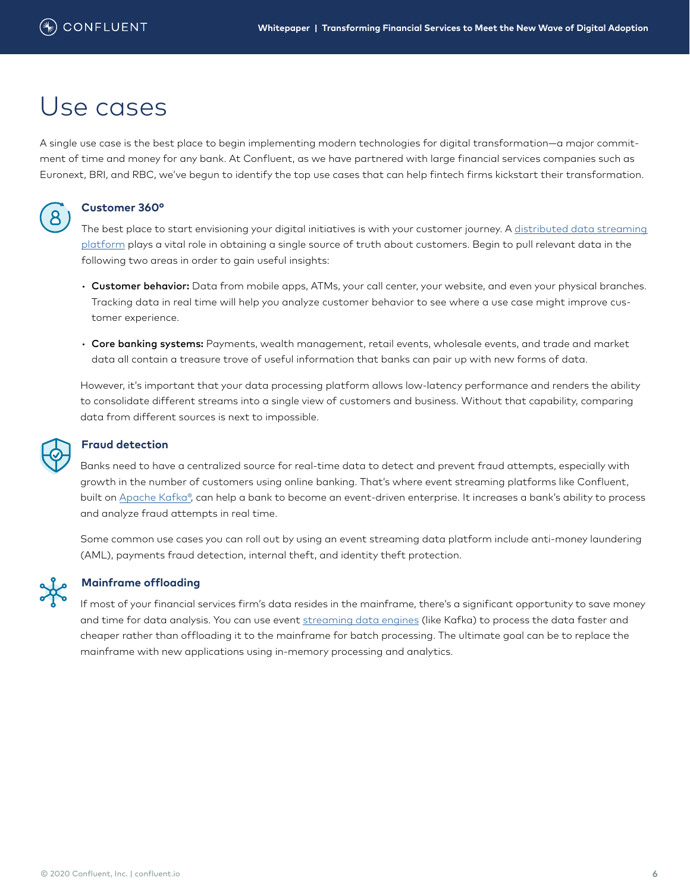# Use cases

A single use case is the best place to begin implementing modern technologies for digital transformation—a major commitment of time and money for any bank. At Confluent, as we have partnered with large financial services companies such as Euronext, BRI, and RBC, we've begun to identify the top use cases that can help fintech firms kickstart their transformation.

### Customer 360°

The best place to start envisioning your digital initiatives is with your customer journey. A distributed data streaming platform plays a vital role in obtaining a single source of truth about customers. Begin to pull relevant data in the following two areas in order to gain useful insights:

- **Customer behavior:** Data from mobile apps, ATMs, your call center, your website, and even your physical branches. Tracking data in real time will help you analyze customer behavior to see where a use case might improve customer experience.
- **Core banking systems:** Payments, wealth management, retail events, wholesale events, and trade and market data all contain a treasure trove of useful information that banks can pair up with new forms of data.

However, it's important that your data processing platform allows low-latency performance and renders the ability to consolidate different streams into a single view of customers and business. Without that capability, comparing data from different sources is next to impossible.

### Fraud detection

Banks need to have a centralized source for real-time data to detect and prevent fraud attempts, especially with growth in the number of customers using online banking. That's where event streaming platforms like Confluent, built on Apache Kafka®, can help a bank to become an event-driven enterprise. It increases a bank's ability to process and analyze fraud attempts in real time.

Some common use cases you can roll out by using an event streaming data platform include anti-money laundering (AML), payments fraud detection, internal theft, and identity theft protection.

### Mainframe offloading

If most of your financial services firm's data resides in the mainframe, there's a significant opportunity to save money and time for data analysis. You can use event streaming data engines (like Kafka) to process the data faster and cheaper rather than offloading it to the mainframe for batch processing. The ultimate goal can be to replace the mainframe with new applications using in-memory processing and analytics.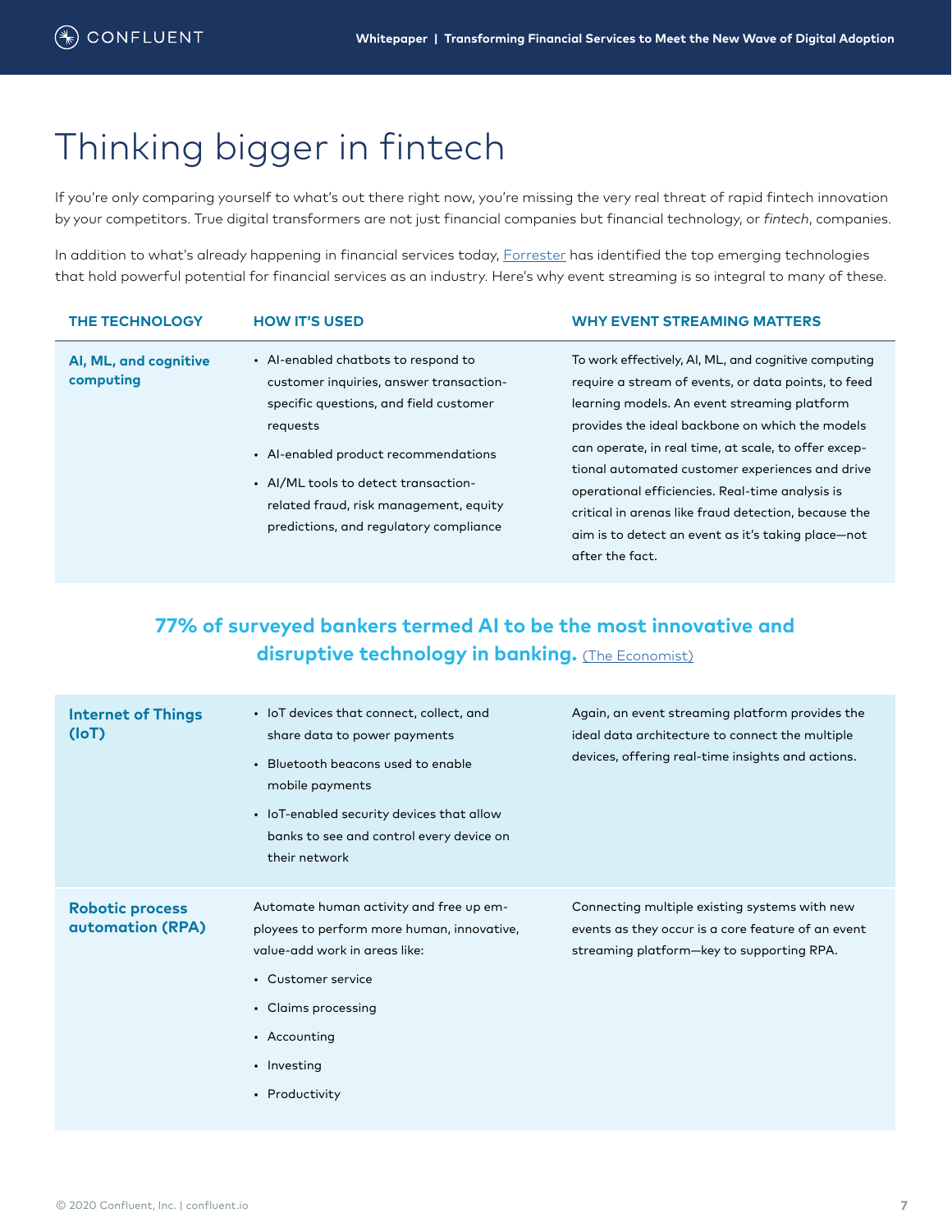// Thinking bigger in fintech

If you're only comparing yourself to what's out there right now, you're missing the very real threat of rapid fintech innovation by your competitors. True digital transformers are not just financial companies but financial technology, or *fintech*, companies.

In addition to what's already happening in financial services today, Forrester has identified the top emerging technologies that hold powerful potential for financial services as an industry. Here's why event streaming is so integral to many of these.

| THE TECHNOLOGY | HOW IT'S USED | WHY EVENT STREAMING MATTERS |
|---|---|---|
| **AI, ML, and cognitive computing** | • AI-enabled chatbots to respond to customer inquiries, answer transaction-specific questions, and field customer requests<br>• AI-enabled product recommendations<br>• AI/ML tools to detect transaction-related fraud, risk management, equity predictions, and regulatory compliance | To work effectively, AI, ML, and cognitive computing require a stream of events, or data points, to feed learning models. An event streaming platform provides the ideal backbone on which the models can operate, in real time, at scale, to offer exceptional automated customer experiences and drive operational efficiencies. Real-time analysis is critical in arenas like fraud detection, because the aim is to detect an event as it's taking place—not after the fact. |
| **Internet of Things (IoT)** | • IoT devices that connect, collect, and share data to power payments<br>• Bluetooth beacons used to enable mobile payments<br>• IoT-enabled security devices that allow banks to see and control every device on their network | Again, an event streaming platform provides the ideal data architecture to connect the multiple devices, offering real-time insights and actions. |
| **Robotic process automation (RPA)** | Automate human activity and free up employees to perform more human, innovative, value-add work in areas like:<br>• Customer service<br>• Claims processing<br>• Accounting<br>• Investing<br>• Productivity | Connecting multiple existing systems with new events as they occur is a core feature of an event streaming platform—key to supporting RPA. |

**77% of surveyed bankers termed AI to be the most innovative and disruptive technology in banking.** (The Economist)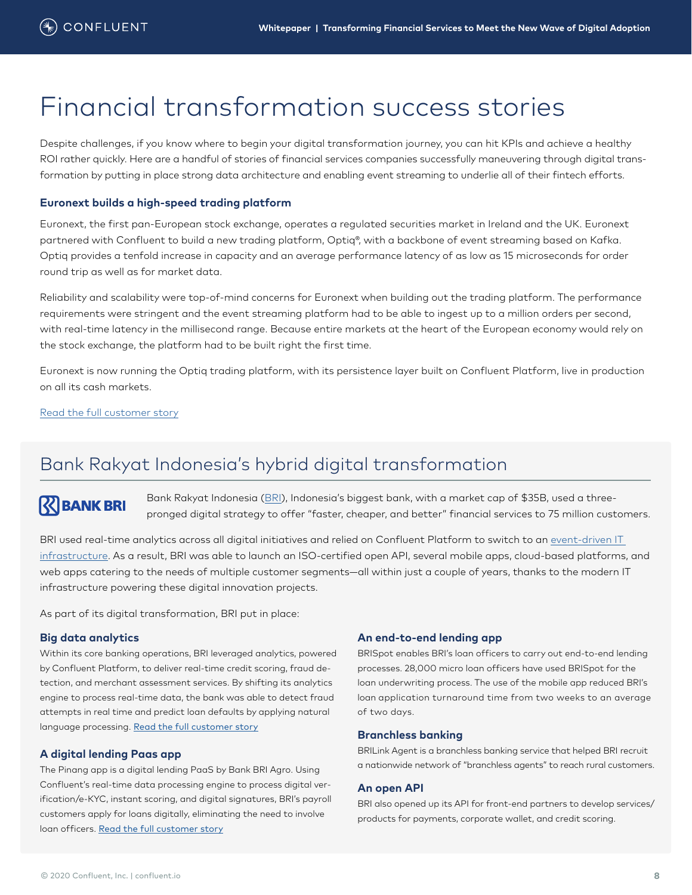# Financial transformation success stories

Despite challenges, if you know where to begin your digital transformation journey, you can hit KPIs and achieve a healthy ROI rather quickly. Here are a handful of stories of financial services companies successfully maneuvering through digital transformation by putting in place strong data architecture and enabling event streaming to underlie all of their fintech efforts.

### Euronext builds a high-speed trading platform

Euronext, the first pan-European stock exchange, operates a regulated securities market in Ireland and the UK. Euronext partnered with Confluent to build a new trading platform, Optiq®, with a backbone of event streaming based on Kafka. Optiq provides a tenfold increase in capacity and an average performance latency of as low as 15 microseconds for order round trip as well as for market data.

Reliability and scalability were top-of-mind concerns for Euronext when building out the trading platform. The performance requirements were stringent and the event streaming platform had to be able to ingest up to a million orders per second, with real-time latency in the millisecond range. Because entire markets at the heart of the European economy would rely on the stock exchange, the platform had to be built right the first time.

Euronext is now running the Optiq trading platform, with its persistence layer built on Confluent Platform, live in production on all its cash markets.

Read the full customer story

## Bank Rakyat Indonesia's hybrid digital transformation

BANK BRI

Bank Rakyat Indonesia (BRI), Indonesia's biggest bank, with a market cap of $35B, used a three-pronged digital strategy to offer "faster, cheaper, and better" financial services to 75 million customers.

BRI used real-time analytics across all digital initiatives and relied on Confluent Platform to switch to an event-driven IT infrastructure. As a result, BRI was able to launch an ISO-certified open API, several mobile apps, cloud-based platforms, and web apps catering to the needs of multiple customer segments—all within just a couple of years, thanks to the modern IT infrastructure powering these digital innovation projects.

As part of its digital transformation, BRI put in place:

### Big data analytics

Within its core banking operations, BRI leveraged analytics, powered by Confluent Platform, to deliver real-time credit scoring, fraud detection, and merchant assessment services. By shifting its analytics engine to process real-time data, the bank was able to detect fraud attempts in real time and predict loan defaults by applying natural language processing. Read the full customer story

### A digital lending Paas app

The Pinang app is a digital lending PaaS by Bank BRI Agro. Using Confluent's real-time data processing engine to process digital verification/e-KYC, instant scoring, and digital signatures, BRI's payroll customers apply for loans digitally, eliminating the need to involve loan officers. Read the full customer story

### An end-to-end lending app

BRISpot enables BRI's loan officers to carry out end-to-end lending processes. 28,000 micro loan officers have used BRISpot for the loan underwriting process. The use of the mobile app reduced BRI's loan application turnaround time from two weeks to an average of two days.

### Branchless banking

BRILink Agent is a branchless banking service that helped BRI recruit a nationwide network of "branchless agents" to reach rural customers.

### An open API

BRI also opened up its API for front-end partners to develop services/products for payments, corporate wallet, and credit scoring.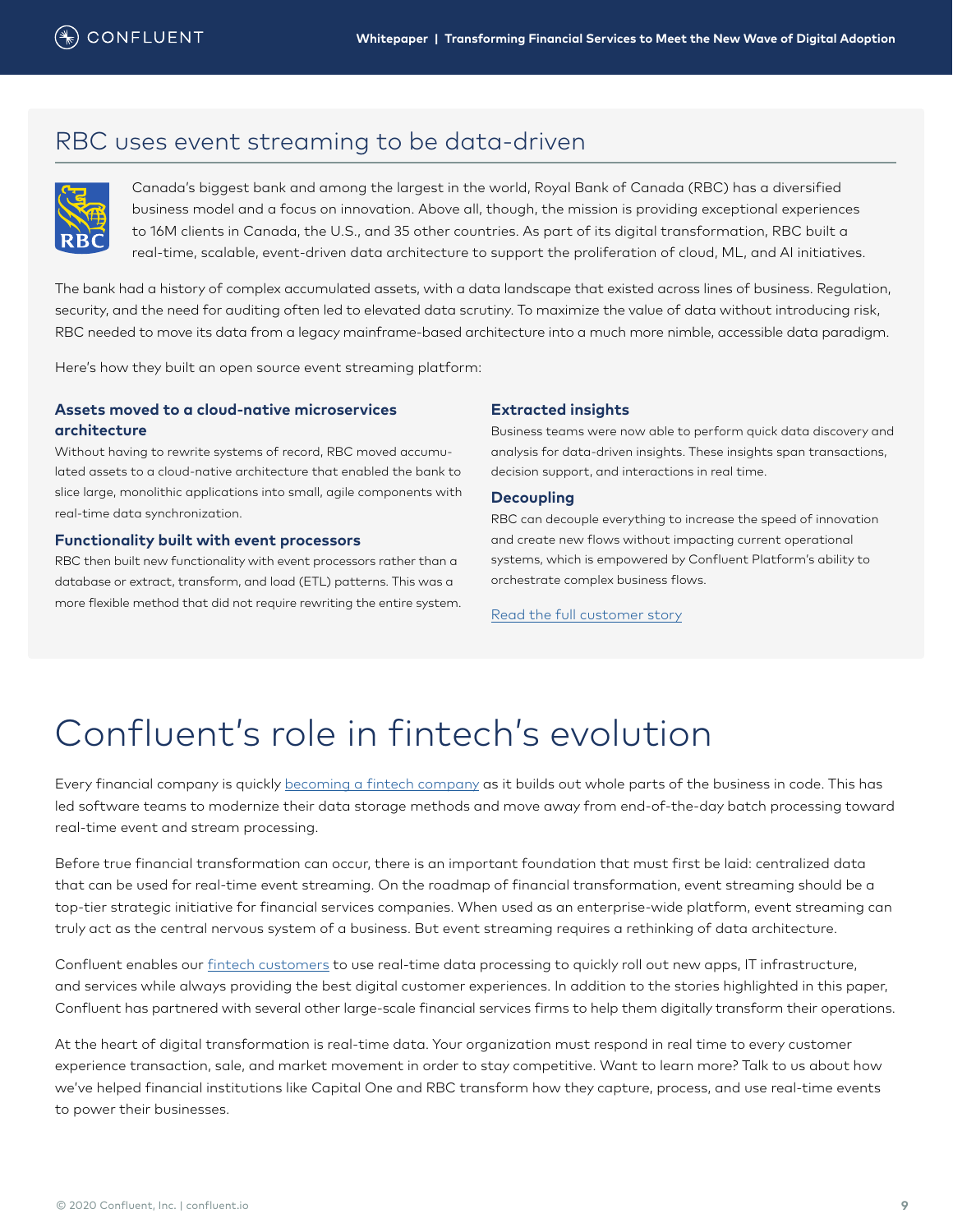## RBC uses event streaming to be data-driven

Canada's biggest bank and among the largest in the world, Royal Bank of Canada (RBC) has a diversified business model and a focus on innovation. Above all, though, the mission is providing exceptional experiences to 16M clients in Canada, the U.S., and 35 other countries. As part of its digital transformation, RBC built a real-time, scalable, event-driven data architecture to support the proliferation of cloud, ML, and AI initiatives.

The bank had a history of complex accumulated assets, with a data landscape that existed across lines of business. Regulation, security, and the need for auditing often led to elevated data scrutiny. To maximize the value of data without introducing risk, RBC needed to move its data from a legacy mainframe-based architecture into a much more nimble, accessible data paradigm.

Here's how they built an open source event streaming platform:

### Assets moved to a cloud-native microservices architecture

Without having to rewrite systems of record, RBC moved accumulated assets to a cloud-native architecture that enabled the bank to slice large, monolithic applications into small, agile components with real-time data synchronization.

### Functionality built with event processors

RBC then built new functionality with event processors rather than a database or extract, transform, and load (ETL) patterns. This was a more flexible method that did not require rewriting the entire system.

### Extracted insights

Business teams were now able to perform quick data discovery and analysis for data-driven insights. These insights span transactions, decision support, and interactions in real time.

### Decoupling

RBC can decouple everything to increase the speed of innovation and create new flows without impacting current operational systems, which is empowered by Confluent Platform's ability to orchestrate complex business flows.

Read the full customer story

# Confluent's role in fintech's evolution

Every financial company is quickly becoming a fintech company as it builds out whole parts of the business in code. This has led software teams to modernize their data storage methods and move away from end-of-the-day batch processing toward real-time event and stream processing.

Before true financial transformation can occur, there is an important foundation that must first be laid: centralized data that can be used for real-time event streaming. On the roadmap of financial transformation, event streaming should be a top-tier strategic initiative for financial services companies. When used as an enterprise-wide platform, event streaming can truly act as the central nervous system of a business. But event streaming requires a rethinking of data architecture.

Confluent enables our fintech customers to use real-time data processing to quickly roll out new apps, IT infrastructure, and services while always providing the best digital customer experiences. In addition to the stories highlighted in this paper, Confluent has partnered with several other large-scale financial services firms to help them digitally transform their operations.

At the heart of digital transformation is real-time data. Your organization must respond in real time to every customer experience transaction, sale, and market movement in order to stay competitive. Want to learn more? Talk to us about how we've helped financial institutions like Capital One and RBC transform how they capture, process, and use real-time events to power their businesses.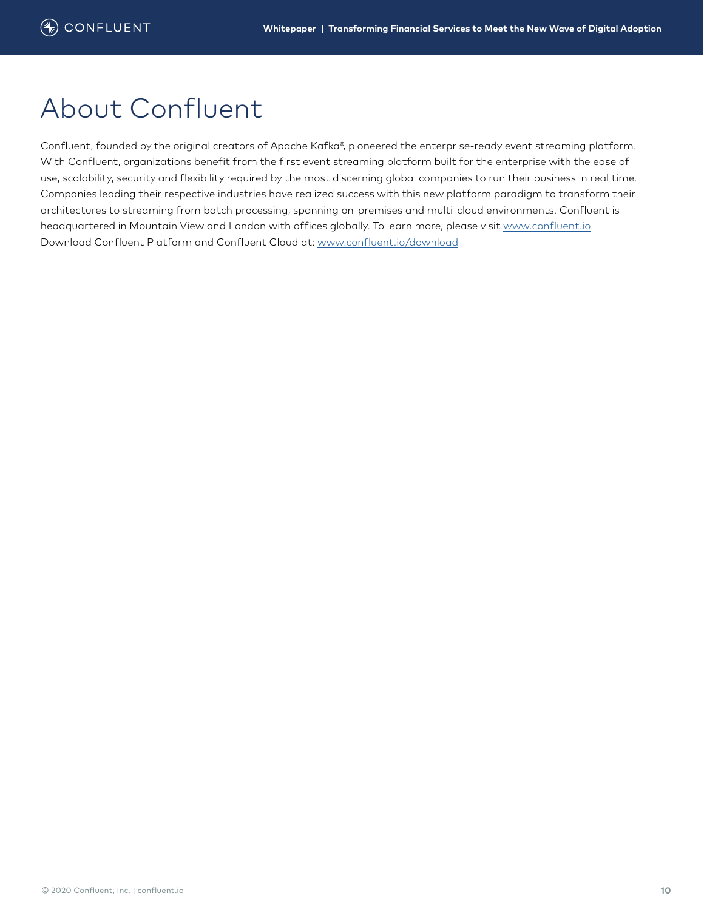# About Confluent

Confluent, founded by the original creators of Apache Kafka®, pioneered the enterprise-ready event streaming platform. With Confluent, organizations benefit from the first event streaming platform built for the enterprise with the ease of use, scalability, security and flexibility required by the most discerning global companies to run their business in real time. Companies leading their respective industries have realized success with this new platform paradigm to transform their architectures to streaming from batch processing, spanning on-premises and multi-cloud environments. Confluent is headquartered in Mountain View and London with offices globally. To learn more, please visit www.confluent.io. Download Confluent Platform and Confluent Cloud at: www.confluent.io/download